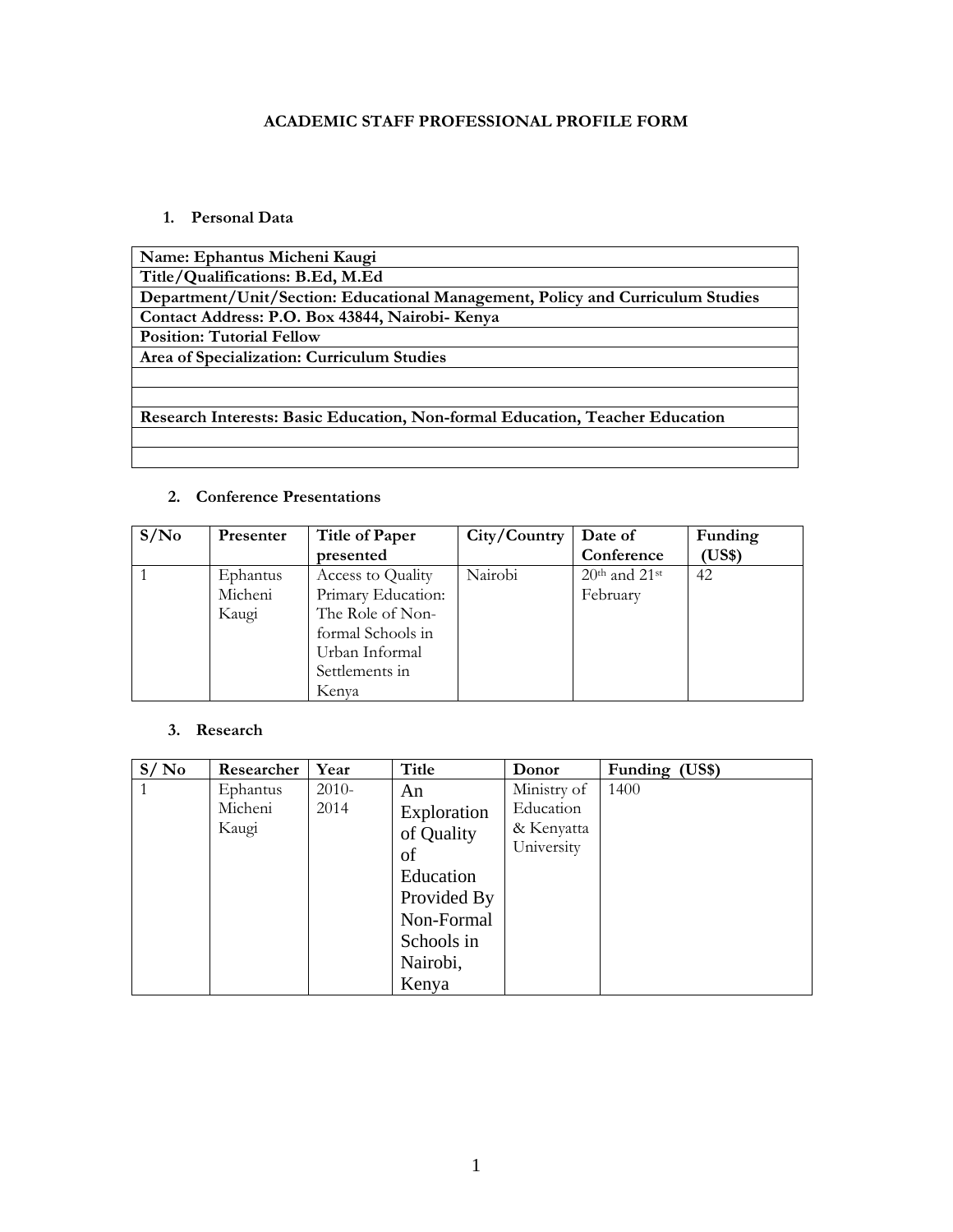# ACADEMIC STAFF PROFESSIONAL PROFILE FORM

## 1. Personal Data

| **Name: Ephantus Micheni Kaugi** |
|---|
| **Title/Qualifications: B.Ed, M.Ed** |
| **Department/Unit/Section: Educational Management, Policy and Curriculum Studies** |
| **Contact Address: P.O. Box 43844, Nairobi- Kenya** |
| **Position: Tutorial Fellow** |
| **Area of Specialization: Curriculum Studies** |
| |
| |
| **Research Interests: Basic Education, Non-formal Education, Teacher Education** |
| |
| |

## 2. Conference Presentations

| S/No | Presenter | Title of Paper presented | City/Country | Date of Conference | Funding (US$) |
|---|---|---|---|---|---|
| 1 | Ephantus Micheni Kaugi | Access to Quality Primary Education: The Role of Non-formal Schools in Urban Informal Settlements in Kenya | Nairobi | 20th and 21st February | 42 |

## 3. Research

| S/ No | Researcher | Year | Title | Donor | Funding (US$) |
|---|---|---|---|---|---|
| 1 | Ephantus Micheni Kaugi | 2010-2014 | An Exploration of Quality of Education Provided By Non-Formal Schools in Nairobi, Kenya | Ministry of Education & Kenyatta University | 1400 |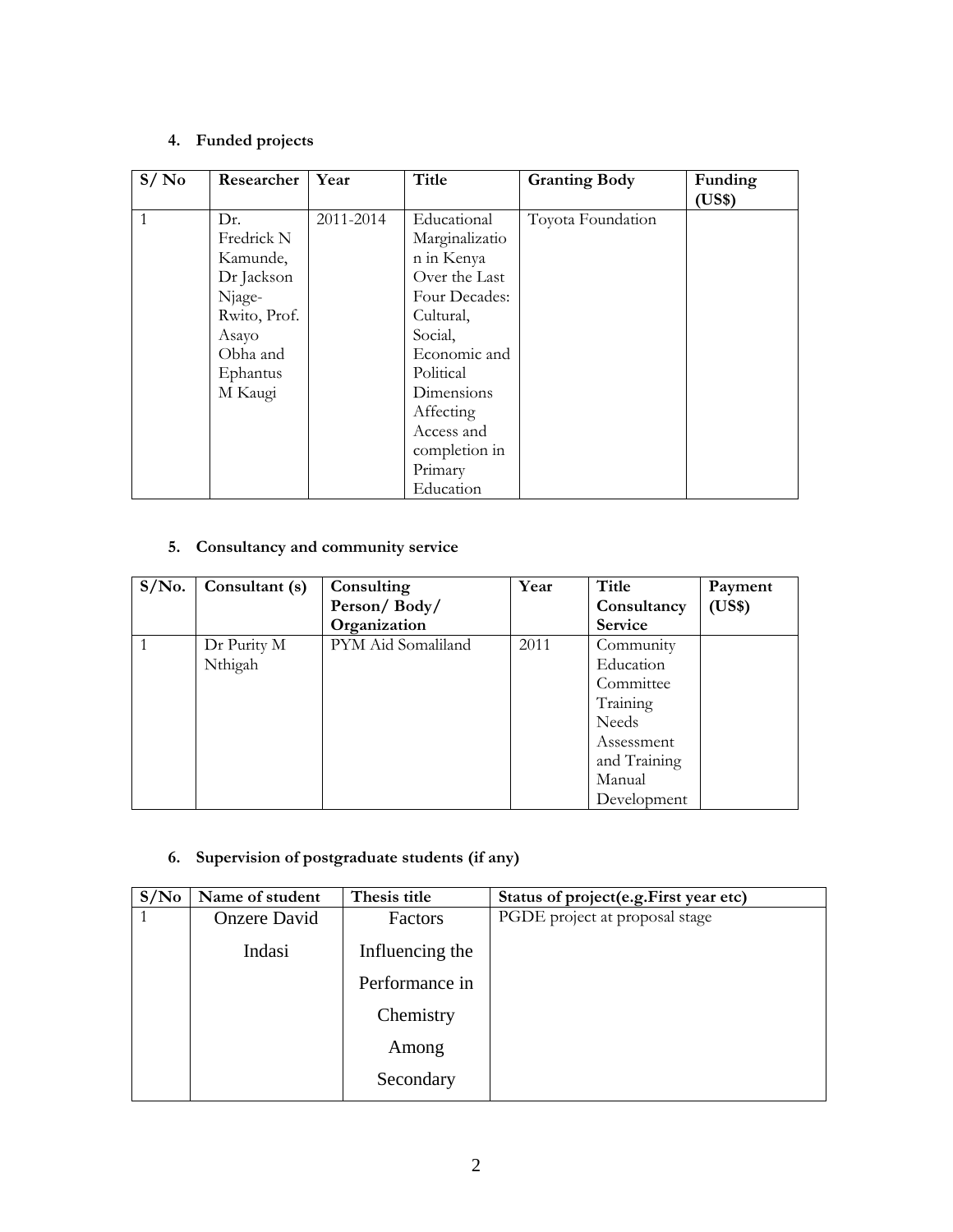4. **Funded projects**

| S/ No | Researcher | Year | Title | Granting Body | Funding (US$) |
|---|---|---|---|---|---|
| 1 | Dr. Fredrick N Kamunde, Dr Jackson Njage-Rwito, Prof. Asayo Obha and Ephantus M Kaugi | 2011-2014 | Educational Marginalization in Kenya Over the Last Four Decades: Cultural, Social, Economic and Political Dimensions Affecting Access and completion in Primary Education | Toyota Foundation | |

5. **Consultancy and community service**

| S/No. | Consultant (s) | Consulting Person/ Body/ Organization | Year | Title Consultancy Service | Payment (US$) |
|---|---|---|---|---|---|
| 1 | Dr Purity M Nthigah | PYM Aid Somaliland | 2011 | Community Education Committee Training Needs Assessment and Training Manual Development | |

6. **Supervision of postgraduate students (if any)**

| S/No | Name of student | Thesis title | Status of project(e.g.First year etc) |
|---|---|---|---|
| 1 | Onzere David Indasi | Factors Influencing the Performance in Chemistry Among Secondary | PGDE project at proposal stage |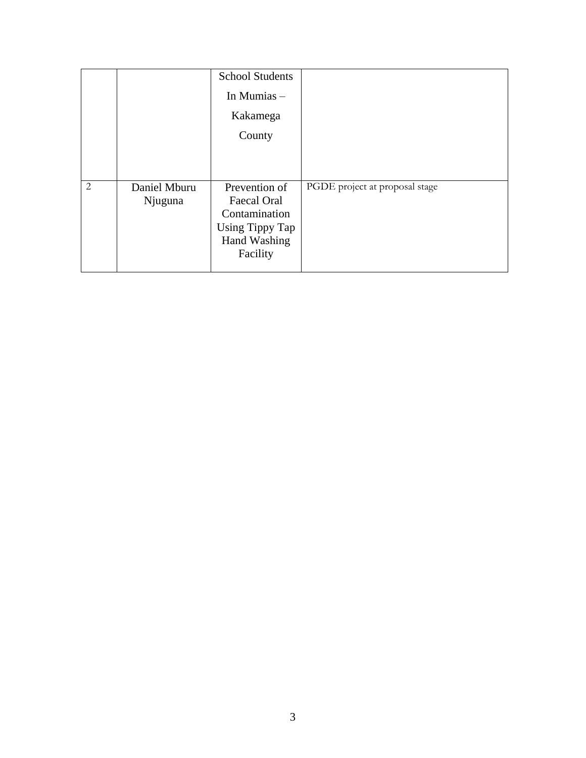| | | | |
|---|---|---|---|
| | | School Students In Mumias – Kakamega County | |
| 2 | Daniel Mburu Njuguna | Prevention of Faecal Oral Contamination Using Tippy Tap Hand Washing Facility | PGDE project at proposal stage |